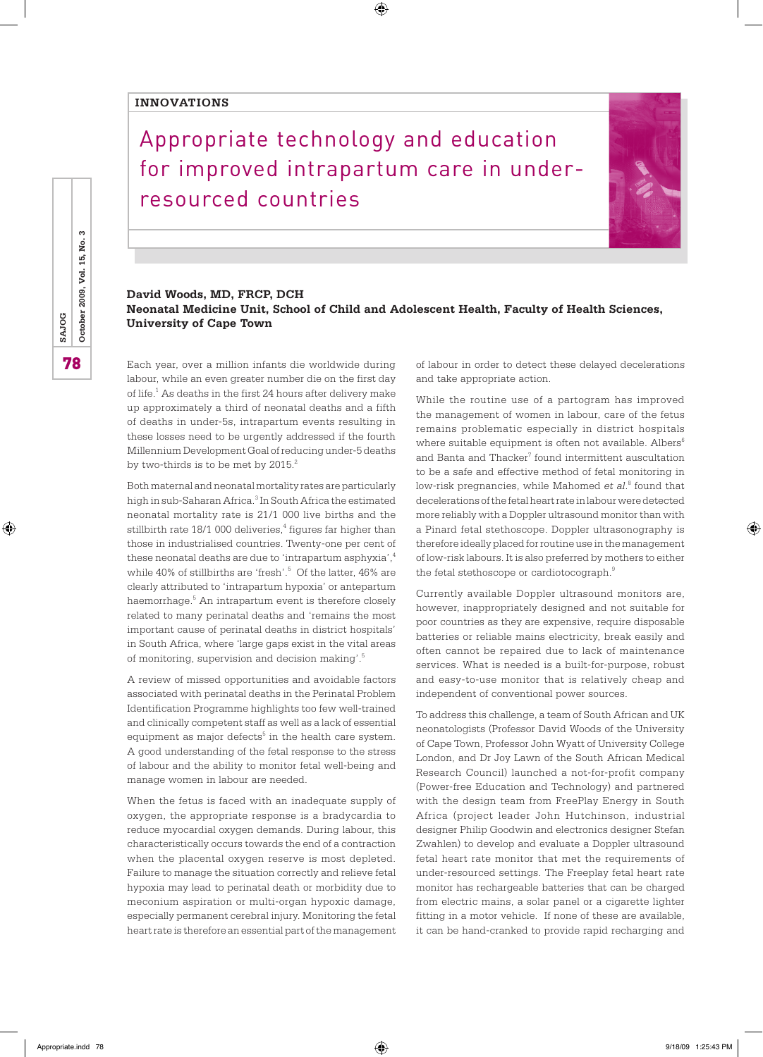INNOVATIONS

# Appropriate technology and education for improved intrapartum care in under-resourced countries

**David Woods, MD, FRCP, DCH**
**Neonatal Medicine Unit, School of Child and Adolescent Health, Faculty of Health Sciences, University of Cape Town**

Each year, over a million infants die worldwide during labour, while an even greater number die on the first day of life.[1] As deaths in the first 24 hours after delivery make up approximately a third of neonatal deaths and a fifth of deaths in under-5s, intrapartum events resulting in these losses need to be urgently addressed if the fourth Millennium Development Goal of reducing under-5 deaths by two-thirds is to be met by 2015.[2]

Both maternal and neonatal mortality rates are particularly high in sub-Saharan Africa.[3] In South Africa the estimated neonatal mortality rate is 21/1 000 live births and the stillbirth rate 18/1 000 deliveries,[4] figures far higher than those in industrialised countries. Twenty-one per cent of these neonatal deaths are due to 'intrapartum asphyxia',[4] while 40% of stillbirths are 'fresh'.[5] Of the latter, 46% are clearly attributed to 'intrapartum hypoxia' or antepartum haemorrhage.[5] An intrapartum event is therefore closely related to many perinatal deaths and 'remains the most important cause of perinatal deaths in district hospitals' in South Africa, where 'large gaps exist in the vital areas of monitoring, supervision and decision making'.[5]

A review of missed opportunities and avoidable factors associated with perinatal deaths in the Perinatal Problem Identification Programme highlights too few well-trained and clinically competent staff as well as a lack of essential equipment as major defects[5] in the health care system. A good understanding of the fetal response to the stress of labour and the ability to monitor fetal well-being and manage women in labour are needed.

When the fetus is faced with an inadequate supply of oxygen, the appropriate response is a bradycardia to reduce myocardial oxygen demands. During labour, this characteristically occurs towards the end of a contraction when the placental oxygen reserve is most depleted. Failure to manage the situation correctly and relieve fetal hypoxia may lead to perinatal death or morbidity due to meconium aspiration or multi-organ hypoxic damage, especially permanent cerebral injury. Monitoring the fetal heart rate is therefore an essential part of the management of labour in order to detect these delayed decelerations and take appropriate action.

While the routine use of a partogram has improved the management of women in labour, care of the fetus remains problematic especially in district hospitals where suitable equipment is often not available. Albers[6] and Banta and Thacker[7] found intermittent auscultation to be a safe and effective method of fetal monitoring in low-risk pregnancies, while Mahomed *et al.*[8] found that decelerations of the fetal heart rate in labour were detected more reliably with a Doppler ultrasound monitor than with a Pinard fetal stethoscope. Doppler ultrasonography is therefore ideally placed for routine use in the management of low-risk labours. It is also preferred by mothers to either the fetal stethoscope or cardiotocograph.[9]

Currently available Doppler ultrasound monitors are, however, inappropriately designed and not suitable for poor countries as they are expensive, require disposable batteries or reliable mains electricity, break easily and often cannot be repaired due to lack of maintenance services. What is needed is a built-for-purpose, robust and easy-to-use monitor that is relatively cheap and independent of conventional power sources.

To address this challenge, a team of South African and UK neonatologists (Professor David Woods of the University of Cape Town, Professor John Wyatt of University College London, and Dr Joy Lawn of the South African Medical Research Council) launched a not-for-profit company (Power-free Education and Technology) and partnered with the design team from FreePlay Energy in South Africa (project leader John Hutchinson, industrial designer Philip Goodwin and electronics designer Stefan Zwahlen) to develop and evaluate a Doppler ultrasound fetal heart rate monitor that met the requirements of under-resourced settings. The Freeplay fetal heart rate monitor has rechargeable batteries that can be charged from electric mains, a solar panel or a cigarette lighter fitting in a motor vehicle. If none of these are available, it can be hand-cranked to provide rapid recharging and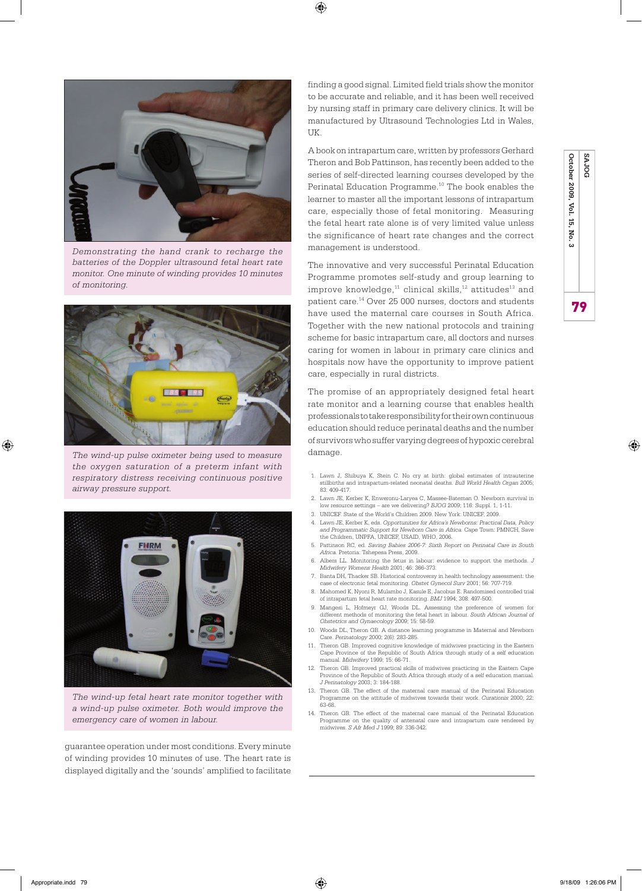Demonstrating the hand crank to recharge the batteries of the Doppler ultrasound fetal heart rate monitor. One minute of winding provides 10 minutes of monitoring.

The wind-up pulse oximeter being used to measure the oxygen saturation of a preterm infant with respiratory distress receiving continuous positive airway pressure support.

The wind-up fetal heart rate monitor together with a wind-up pulse oximeter. Both would improve the emergency care of women in labour.

guarantee operation under most conditions. Every minute of winding provides 10 minutes of use. The heart rate is displayed digitally and the 'sounds' amplified to facilitate finding a good signal. Limited field trials show the monitor to be accurate and reliable, and it has been well received by nursing staff in primary care delivery clinics. It will be manufactured by Ultrasound Technologies Ltd in Wales, UK.

A book on intrapartum care, written by professors Gerhard Theron and Bob Pattinson, has recently been added to the series of self-directed learning courses developed by the Perinatal Education Programme.[10] The book enables the learner to master all the important lessons of intrapartum care, especially those of fetal monitoring. Measuring the fetal heart rate alone is of very limited value unless the significance of heart rate changes and the correct management is understood.

The innovative and very successful Perinatal Education Programme promotes self-study and group learning to improve knowledge,[11] clinical skills,[12] attitudes[13] and patient care.[14] Over 25 000 nurses, doctors and students have used the maternal care courses in South Africa. Together with the new national protocols and training scheme for basic intrapartum care, all doctors and nurses caring for women in labour in primary care clinics and hospitals now have the opportunity to improve patient care, especially in rural districts.

The promise of an appropriately designed fetal heart rate monitor and a learning course that enables health professionals to take responsibility for their own continuous education should reduce perinatal deaths and the number of survivors who suffer varying degrees of hypoxic cerebral damage.

1. Lawn J, Shibuya K, Stein C. No cry at birth: global estimates of intrauterine stillbirths and intrapartum-related neonatal deaths. *Bull World Health Organ* 2005; 83: 409-417.
2. Lawn JE, Kerber K, Enweronu-Laryea C, Massee-Bateman O. Newborn survival in low resource settings – are we delivering? *BJOG* 2009; 116: Suppl. 1, 1-11.
3. UNICEF. State of the World's Children 2009. New York: UNICEF, 2009.
4. Lawn JE, Kerber K, eds. *Opportunities for Africa's Newborns: Practical Data, Policy and Programmatic Support for Newborn Care in Africa.* Cape Town: PMNCH, Save the Children, UNPFA, UNICEF, USAID, WHO, 2006.
5. Pattinson RC, ed. *Saving Babies 2006-7: Sixth Report on Perinatal Care in South Africa.* Pretoria: Tshepesa Press, 2009.
6. Albers LL. Monitoring the fetus in labour: evidence to support the methods. *J Midwifery Womens Health* 2001; 46: 366-373.
7. Banta DH, Thacker SB. Historical controversy in health technology assessment: the case of electronic fetal monitoring. *Obstet Gynecol Surv* 2001; 56: 707-719.
8. Mahomed K, Nyoni R, Mulambo J, Kasule E, Jacobus E. Randomised controlled trial of intrapartum fetal heart rate monitoring. *BMJ* 1994; 308: 497-500.
9. Mangesi L, Hofmeyr GJ, Woods DL. Assessing the preference of women for different methods of monitoring the fetal heart in labour. *South African Journal of Obstetrics and Gynaecology* 2009; 15: 58-59.
10. Woods DL, Theron GB. A distance learning programme in Maternal and Newborn Care. *Perinatology* 2000; 2(6): 283-285.
11. Theron GB. Improved cognitive knowledge of midwives practicing in the Eastern Cape Province of the Republic of South Africa through study of a self education manual. *Midwifery* 1999; 15: 66-71.
12. Theron GB. Improved practical skills of midwives practicing in the Eastern Cape Province of the Republic of South Africa through study of a self education manual. *J Perinatology* 2003; 3: 184-188.
13. Theron GB. The effect of the maternal care manual of the Perinatal Education Programme on the attitude of midwives towards their work. *Curationis* 2000; 22: 63-68.
14. Theron GB. The effect of the maternal care manual of the Perinatal Education Programme on the quality of antenatal care and intrapartum care rendered by midwives. *S Afr Med J* 1999; 89: 336-342.